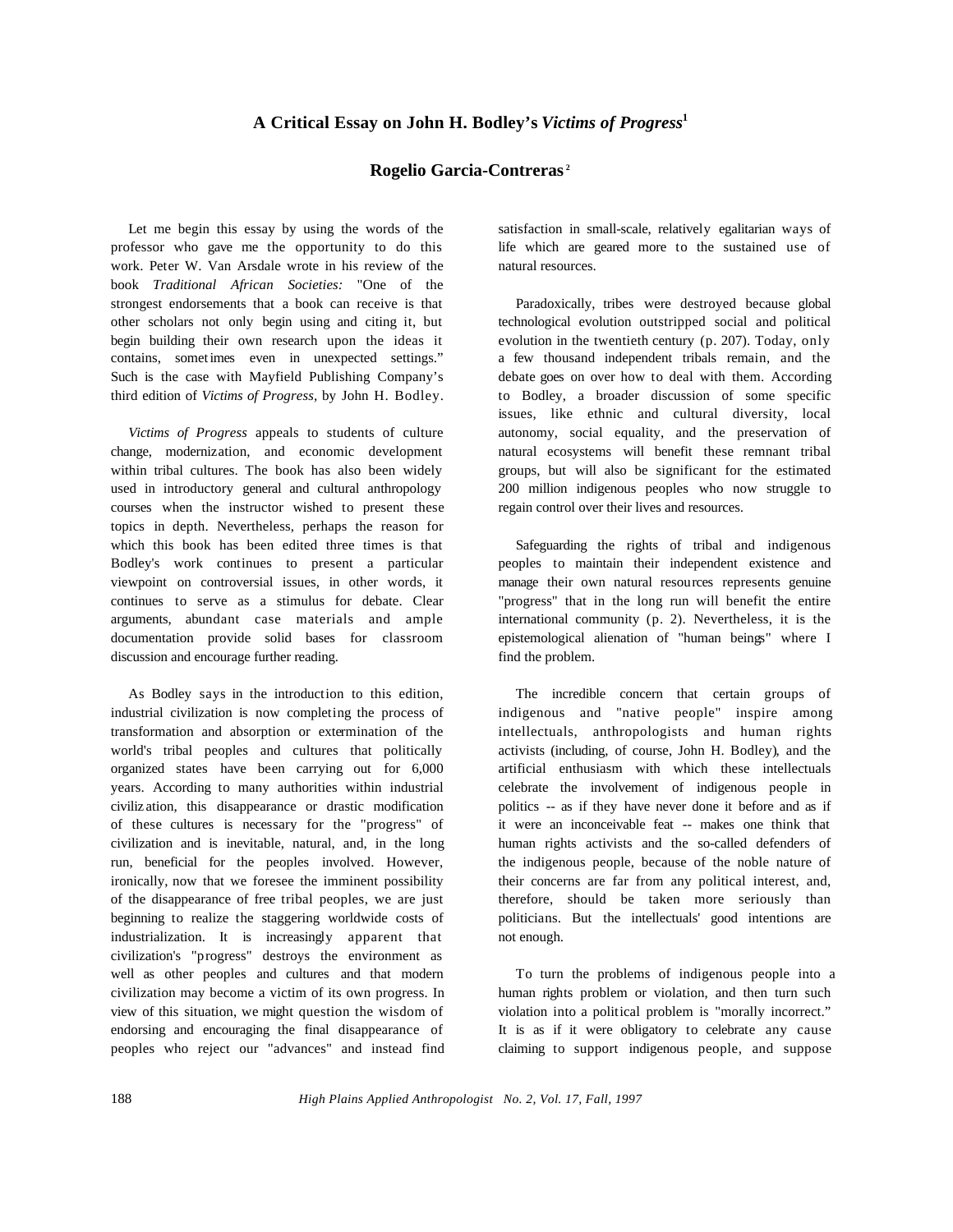# A Critical Essay on John H. Bodley's *Victims of Progress*[1]

## Rogelio Garcia-Contreras[2]

Let me begin this essay by using the words of the professor who gave me the opportunity to do this work. Peter W. Van Arsdale wrote in his review of the book *Traditional African Societies:* "One of the strongest endorsements that a book can receive is that other scholars not only begin using and citing it, but begin building their own research upon the ideas it contains, sometimes even in unexpected settings." Such is the case with Mayfield Publishing Company's third edition of *Victims of Progress*, by John H. Bodley.

*Victims of Progress* appeals to students of culture change, modernization, and economic development within tribal cultures. The book has also been widely used in introductory general and cultural anthropology courses when the instructor wished to present these topics in depth. Nevertheless, perhaps the reason for which this book has been edited three times is that Bodley's work continues to present a particular viewpoint on controversial issues, in other words, it continues to serve as a stimulus for debate. Clear arguments, abundant case materials and ample documentation provide solid bases for classroom discussion and encourage further reading.

As Bodley says in the introduction to this edition, industrial civilization is now completing the process of transformation and absorption or extermination of the world's tribal peoples and cultures that politically organized states have been carrying out for 6,000 years. According to many authorities within industrial civilization, this disappearance or drastic modification of these cultures is necessary for the "progress" of civilization and is inevitable, natural, and, in the long run, beneficial for the peoples involved. However, ironically, now that we foresee the imminent possibility of the disappearance of free tribal peoples, we are just beginning to realize the staggering worldwide costs of industrialization. It is increasingly apparent that civilization's "progress" destroys the environment as well as other peoples and cultures and that modern civilization may become a victim of its own progress. In view of this situation, we might question the wisdom of endorsing and encouraging the final disappearance of peoples who reject our "advances" and instead find satisfaction in small-scale, relatively egalitarian ways of life which are geared more to the sustained use of natural resources.

Paradoxically, tribes were destroyed because global technological evolution outstripped social and political evolution in the twentieth century (p. 207). Today, only a few thousand independent tribals remain, and the debate goes on over how to deal with them. According to Bodley, a broader discussion of some specific issues, like ethnic and cultural diversity, local autonomy, social equality, and the preservation of natural ecosystems will benefit these remnant tribal groups, but will also be significant for the estimated 200 million indigenous peoples who now struggle to regain control over their lives and resources.

Safeguarding the rights of tribal and indigenous peoples to maintain their independent existence and manage their own natural resources represents genuine "progress" that in the long run will benefit the entire international community (p. 2). Nevertheless, it is the epistemological alienation of "human beings" where I find the problem.

The incredible concern that certain groups of indigenous and "native people" inspire among intellectuals, anthropologists and human rights activists (including, of course, John H. Bodley), and the artificial enthusiasm with which these intellectuals celebrate the involvement of indigenous people in politics -- as if they have never done it before and as if it were an inconceivable feat -- makes one think that human rights activists and the so-called defenders of the indigenous people, because of the noble nature of their concerns are far from any political interest, and, therefore, should be taken more seriously than politicians. But the intellectuals' good intentions are not enough.

To turn the problems of indigenous people into a human rights problem or violation, and then turn such violation into a political problem is "morally incorrect." It is as if it were obligatory to celebrate any cause claiming to support indigenous people, and suppose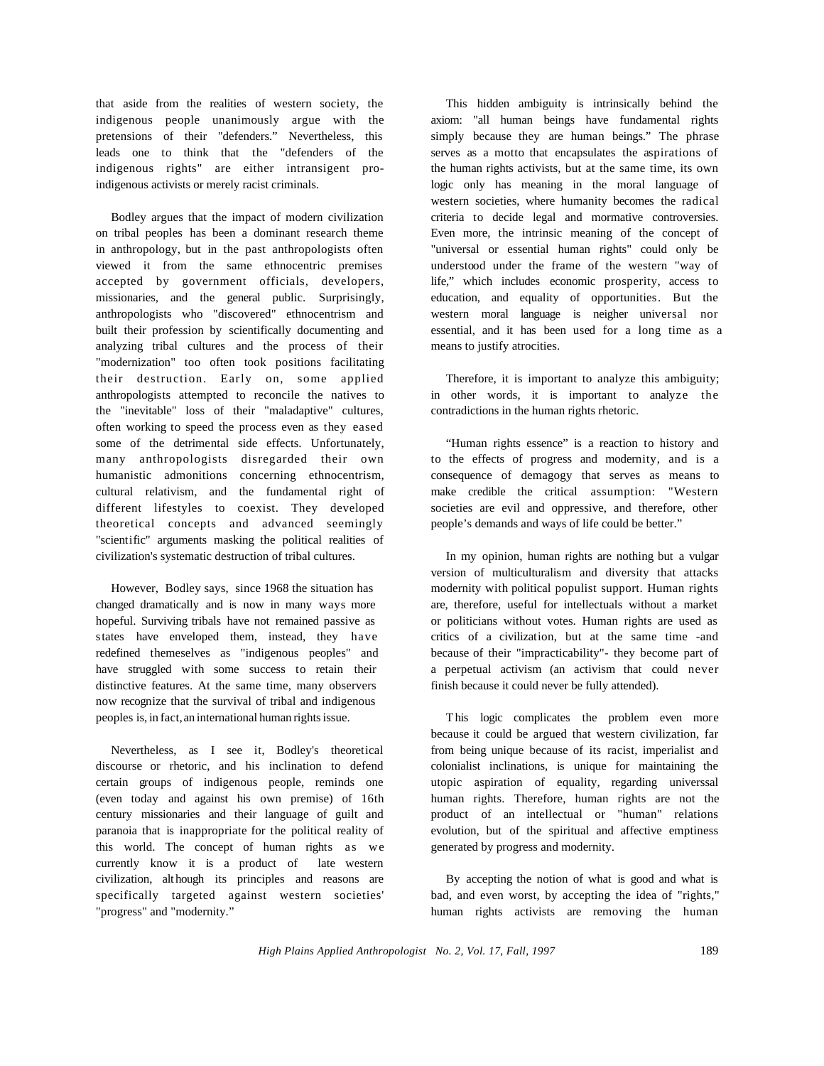that aside from the realities of western society, the indigenous people unanimously argue with the pretensions of their "defenders." Nevertheless, this leads one to think that the "defenders of the indigenous rights" are either intransigent pro-indigenous activists or merely racist criminals.

Bodley argues that the impact of modern civilization on tribal peoples has been a dominant research theme in anthropology, but in the past anthropologists often viewed it from the same ethnocentric premises accepted by government officials, developers, missionaries, and the general public. Surprisingly, anthropologists who "discovered" ethnocentrism and built their profession by scientifically documenting and analyzing tribal cultures and the process of their "modernization" too often took positions facilitating their destruction. Early on, some applied anthropologists attempted to reconcile the natives to the "inevitable" loss of their "maladaptive" cultures, often working to speed the process even as they eased some of the detrimental side effects. Unfortunately, many anthropologists disregarded their own humanistic admonitions concerning ethnocentrism, cultural relativism, and the fundamental right of different lifestyles to coexist. They developed theoretical concepts and advanced seemingly "scientific" arguments masking the political realities of civilization's systematic destruction of tribal cultures.

However, Bodley says, since 1968 the situation has changed dramatically and is now in many ways more hopeful. Surviving tribals have not remained passive as states have enveloped them, instead, they have redefined themeselves as "indigenous peoples" and have struggled with some success to retain their distinctive features. At the same time, many observers now recognize that the survival of tribal and indigenous peoples is, in fact, an international human rights issue.

Nevertheless, as I see it, Bodley's theoretical discourse or rhetoric, and his inclination to defend certain groups of indigenous people, reminds one (even today and against his own premise) of 16th century missionaries and their language of guilt and paranoia that is inappropriate for the political reality of this world. The concept of human rights as we currently know it is a product of late western civilization, although its principles and reasons are specifically targeted against western societies' "progress" and "modernity."

This hidden ambiguity is intrinsically behind the axiom: "all human beings have fundamental rights simply because they are human beings." The phrase serves as a motto that encapsulates the aspirations of the human rights activists, but at the same time, its own logic only has meaning in the moral language of western societies, where humanity becomes the radical criteria to decide legal and mormative controversies. Even more, the intrinsic meaning of the concept of "universal or essential human rights" could only be understood under the frame of the western "way of life," which includes economic prosperity, access to education, and equality of opportunities. But the western moral language is neigher universal nor essential, and it has been used for a long time as a means to justify atrocities.

Therefore, it is important to analyze this ambiguity; in other words, it is important to analyze the contradictions in the human rights rhetoric.

"Human rights essence" is a reaction to history and to the effects of progress and modernity, and is a consequence of demagogy that serves as means to make credible the critical assumption: "Western societies are evil and oppressive, and therefore, other people's demands and ways of life could be better."

In my opinion, human rights are nothing but a vulgar version of multiculturalism and diversity that attacks modernity with political populist support. Human rights are, therefore, useful for intellectuals without a market or politicians without votes. Human rights are used as critics of a civilization, but at the same time -and because of their "impracticability"- they become part of a perpetual activism (an activism that could never finish because it could never be fully attended).

This logic complicates the problem even more because it could be argued that western civilization, far from being unique because of its racist, imperialist and colonialist inclinations, is unique for maintaining the utopic aspiration of equality, regarding universsal human rights. Therefore, human rights are not the product of an intellectual or "human" relations evolution, but of the spiritual and affective emptiness generated by progress and modernity.

By accepting the notion of what is good and what is bad, and even worst, by accepting the idea of "rights," human rights activists are removing the human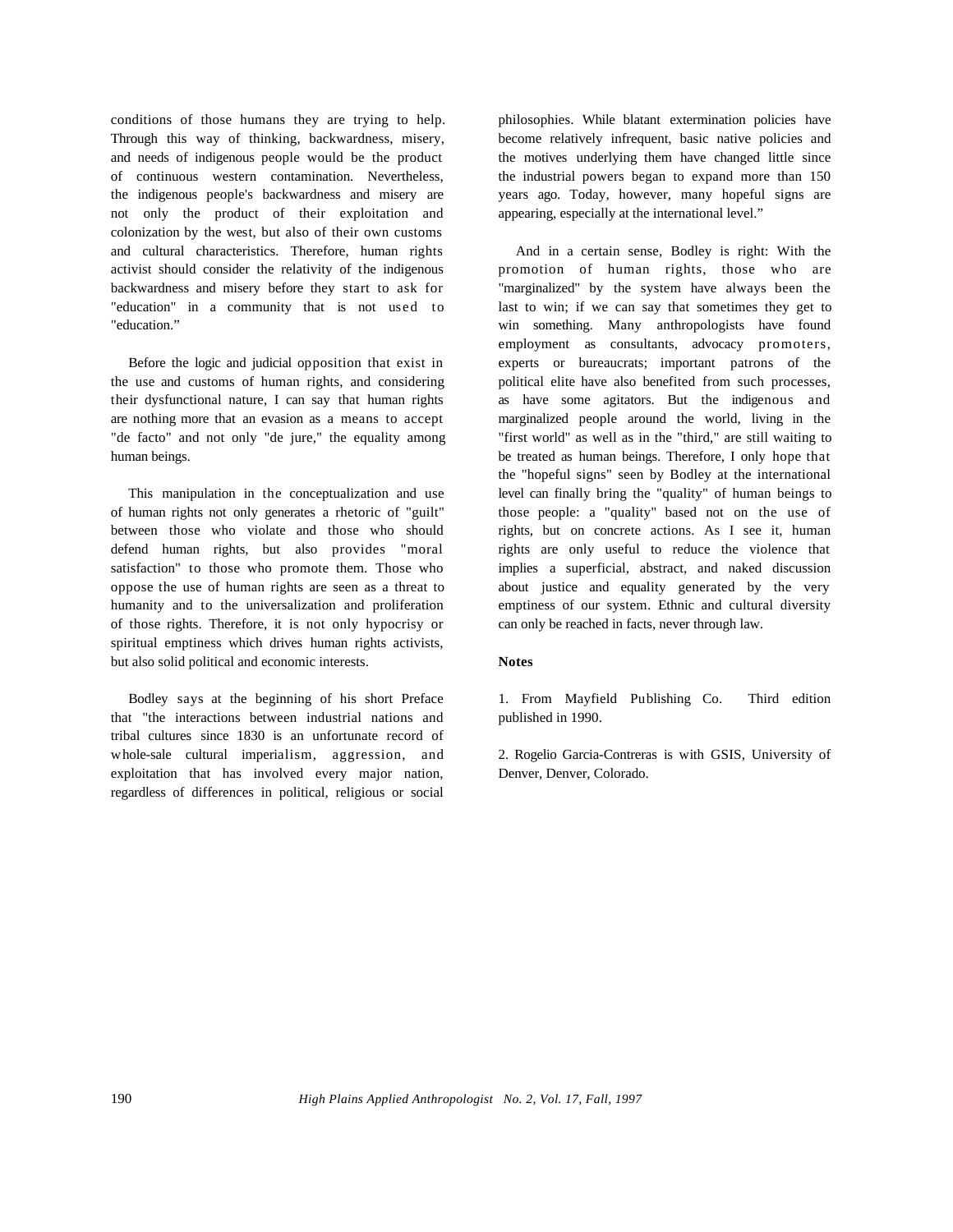conditions of those humans they are trying to help. Through this way of thinking, backwardness, misery, and needs of indigenous people would be the product of continuous western contamination. Nevertheless, the indigenous people's backwardness and misery are not only the product of their exploitation and colonization by the west, but also of their own customs and cultural characteristics. Therefore, human rights activist should consider the relativity of the indigenous backwardness and misery before they start to ask for "education" in a community that is not used to "education."

Before the logic and judicial opposition that exist in the use and customs of human rights, and considering their dysfunctional nature, I can say that human rights are nothing more that an evasion as a means to accept "de facto" and not only "de jure," the equality among human beings.

This manipulation in the conceptualization and use of human rights not only generates a rhetoric of "guilt" between those who violate and those who should defend human rights, but also provides "moral satisfaction" to those who promote them. Those who oppose the use of human rights are seen as a threat to humanity and to the universalization and proliferation of those rights. Therefore, it is not only hypocrisy or spiritual emptiness which drives human rights activists, but also solid political and economic interests.

Bodley says at the beginning of his short Preface that "the interactions between industrial nations and tribal cultures since 1830 is an unfortunate record of whole-sale cultural imperialism, aggression, and exploitation that has involved every major nation, regardless of differences in political, religious or social philosophies. While blatant extermination policies have become relatively infrequent, basic native policies and the motives underlying them have changed little since the industrial powers began to expand more than 150 years ago. Today, however, many hopeful signs are appearing, especially at the international level."

And in a certain sense, Bodley is right: With the promotion of human rights, those who are "marginalized" by the system have always been the last to win; if we can say that sometimes they get to win something. Many anthropologists have found employment as consultants, advocacy promoters, experts or bureaucrats; important patrons of the political elite have also benefited from such processes, as have some agitators. But the indigenous and marginalized people around the world, living in the "first world" as well as in the "third," are still waiting to be treated as human beings. Therefore, I only hope that the "hopeful signs" seen by Bodley at the international level can finally bring the "quality" of human beings to those people: a "quality" based not on the use of rights, but on concrete actions. As I see it, human rights are only useful to reduce the violence that implies a superficial, abstract, and naked discussion about justice and equality generated by the very emptiness of our system. Ethnic and cultural diversity can only be reached in facts, never through law.

**Notes**

1. From Mayfield Publishing Co. Third edition published in 1990.

2. Rogelio Garcia-Contreras is with GSIS, University of Denver, Denver, Colorado.